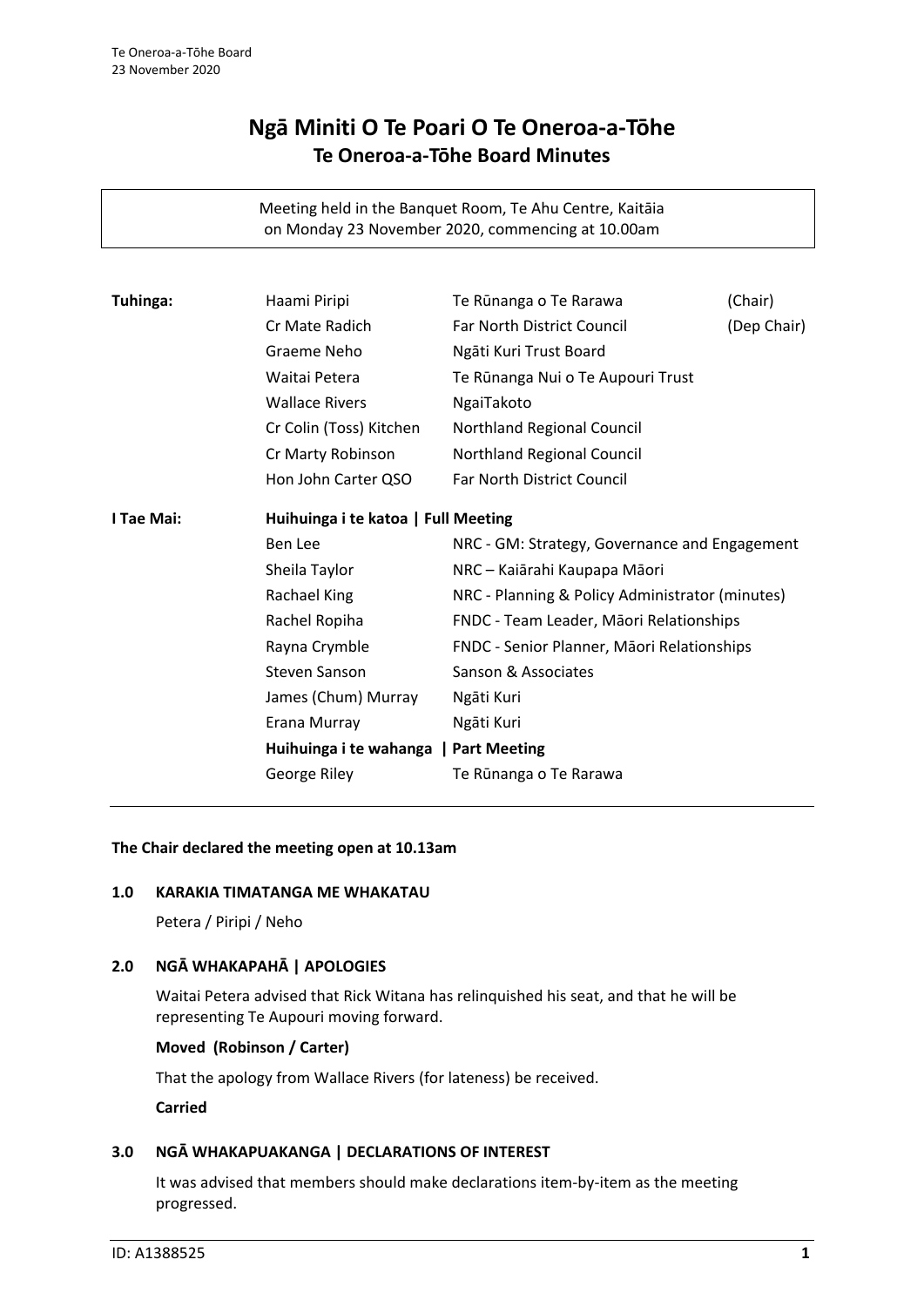# Ngā Miniti O Te Poari O Te Oneroa-a-Tōhe
## Te Oneroa-a-Tōhe Board Minutes

Meeting held in the Banquet Room, Te Ahu Centre, Kaitāia
on Monday 23 November 2020, commencing at 10.00am

| | | | |
|---|---|---|---|
| **Tuhinga:** | Haami Piripi | Te Rūnanga o Te Rarawa | (Chair) |
| | Cr Mate Radich | Far North District Council | (Dep Chair) |
| | Graeme Neho | Ngāti Kuri Trust Board | |
| | Waitai Petera | Te Rūnanga Nui o Te Aupouri Trust | |
| | Wallace Rivers | NgaiTakoto | |
| | Cr Colin (Toss) Kitchen | Northland Regional Council | |
| | Cr Marty Robinson | Northland Regional Council | |
| | Hon John Carter QSO | Far North District Council | |
| **I Tae Mai:** | **Huihuinga i te katoa \| Full Meeting** | | |
| | Ben Lee | NRC - GM: Strategy, Governance and Engagement | |
| | Sheila Taylor | NRC – Kaiārahi Kaupapa Māori | |
| | Rachael King | NRC - Planning & Policy Administrator (minutes) | |
| | Rachel Ropiha | FNDC - Team Leader, Māori Relationships | |
| | Rayna Crymble | FNDC - Senior Planner, Māori Relationships | |
| | Steven Sanson | Sanson & Associates | |
| | James (Chum) Murray | Ngāti Kuri | |
| | Erana Murray | Ngāti Kuri | |
| | **Huihuinga i te wahanga \| Part Meeting** | | |
| | George Riley | Te Rūnanga o Te Rarawa | |

**The Chair declared the meeting open at 10.13am**

### 1.0 KARAKIA TIMATANGA ME WHAKATAU

Petera / Piripi / Neho

### 2.0 NGĀ WHAKAPAHĀ | APOLOGIES

Waitai Petera advised that Rick Witana has relinquished his seat, and that he will be representing Te Aupouri moving forward.

**Moved (Robinson / Carter)**

That the apology from Wallace Rivers (for lateness) be received.

**Carried**

### 3.0 NGĀ WHAKAPUAKANGA | DECLARATIONS OF INTEREST

It was advised that members should make declarations item-by-item as the meeting progressed.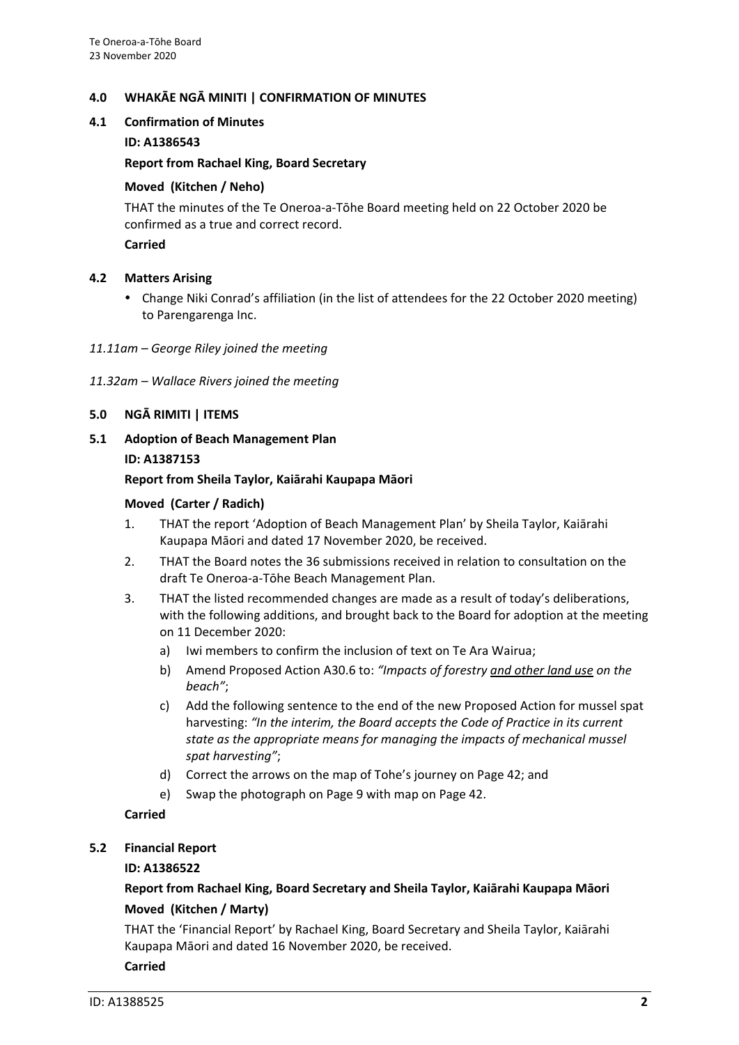## 4.0 WHAKĀE NGĀ MINITI | CONFIRMATION OF MINUTES

### 4.1 Confirmation of Minutes

**ID: A1386543**

**Report from Rachael King, Board Secretary**

**Moved (Kitchen / Neho)**

THAT the minutes of the Te Oneroa-a-Tōhe Board meeting held on 22 October 2020 be confirmed as a true and correct record.

**Carried**

### 4.2 Matters Arising

- Change Niki Conrad's affiliation (in the list of attendees for the 22 October 2020 meeting) to Parengarenga Inc.

*11.11am – George Riley joined the meeting*

*11.32am – Wallace Rivers joined the meeting*

## 5.0 NGĀ RIMITI | ITEMS

### 5.1 Adoption of Beach Management Plan

**ID: A1387153**

**Report from Sheila Taylor, Kaiārahi Kaupapa Māori**

**Moved (Carter / Radich)**

1. THAT the report 'Adoption of Beach Management Plan' by Sheila Taylor, Kaiārahi Kaupapa Māori and dated 17 November 2020, be received.
2. THAT the Board notes the 36 submissions received in relation to consultation on the draft Te Oneroa-a-Tōhe Beach Management Plan.
3. THAT the listed recommended changes are made as a result of today's deliberations, with the following additions, and brought back to the Board for adoption at the meeting on 11 December 2020:
   a) Iwi members to confirm the inclusion of text on Te Ara Wairua;
   b) Amend Proposed Action A30.6 to: *"Impacts of forestry <u>and other land use</u> on the beach"*;
   c) Add the following sentence to the end of the new Proposed Action for mussel spat harvesting: *"In the interim, the Board accepts the Code of Practice in its current state as the appropriate means for managing the impacts of mechanical mussel spat harvesting"*;
   d) Correct the arrows on the map of Tohe's journey on Page 42; and
   e) Swap the photograph on Page 9 with map on Page 42.

**Carried**

### 5.2 Financial Report

**ID: A1386522**

**Report from Rachael King, Board Secretary and Sheila Taylor, Kaiārahi Kaupapa Māori**

**Moved (Kitchen / Marty)**

THAT the 'Financial Report' by Rachael King, Board Secretary and Sheila Taylor, Kaiārahi Kaupapa Māori and dated 16 November 2020, be received.

**Carried**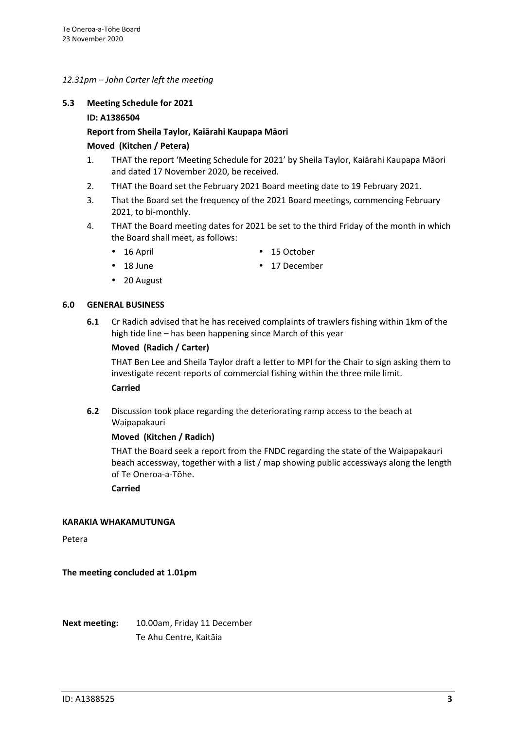*12.31pm – John Carter left the meeting*

**5.3 Meeting Schedule for 2021**

**ID: A1386504**

**Report from Sheila Taylor, Kaiārahi Kaupapa Māori**

**Moved (Kitchen / Petera)**

1. THAT the report 'Meeting Schedule for 2021' by Sheila Taylor, Kaiārahi Kaupapa Māori and dated 17 November 2020, be received.
2. THAT the Board set the February 2021 Board meeting date to 19 February 2021.
3. That the Board set the frequency of the 2021 Board meetings, commencing February 2021, to bi-monthly.
4. THAT the Board meeting dates for 2021 be set to the third Friday of the month in which the Board shall meet, as follows:
   - 16 April
   - 18 June
   - 20 August
   - 15 October
   - 17 December

## 6.0 GENERAL BUSINESS

**6.1** Cr Radich advised that he has received complaints of trawlers fishing within 1km of the high tide line – has been happening since March of this year

**Moved (Radich / Carter)**

THAT Ben Lee and Sheila Taylor draft a letter to MPI for the Chair to sign asking them to investigate recent reports of commercial fishing within the three mile limit.

**Carried**

**6.2** Discussion took place regarding the deteriorating ramp access to the beach at Waipapakauri

**Moved (Kitchen / Radich)**

THAT the Board seek a report from the FNDC regarding the state of the Waipapakauri beach accessway, together with a list / map showing public accessways along the length of Te Oneroa-a-Tōhe.

**Carried**

**KARAKIA WHAKAMUTUNGA**

Petera

**The meeting concluded at 1.01pm**

**Next meeting:** 10.00am, Friday 11 December
Te Ahu Centre, Kaitāia